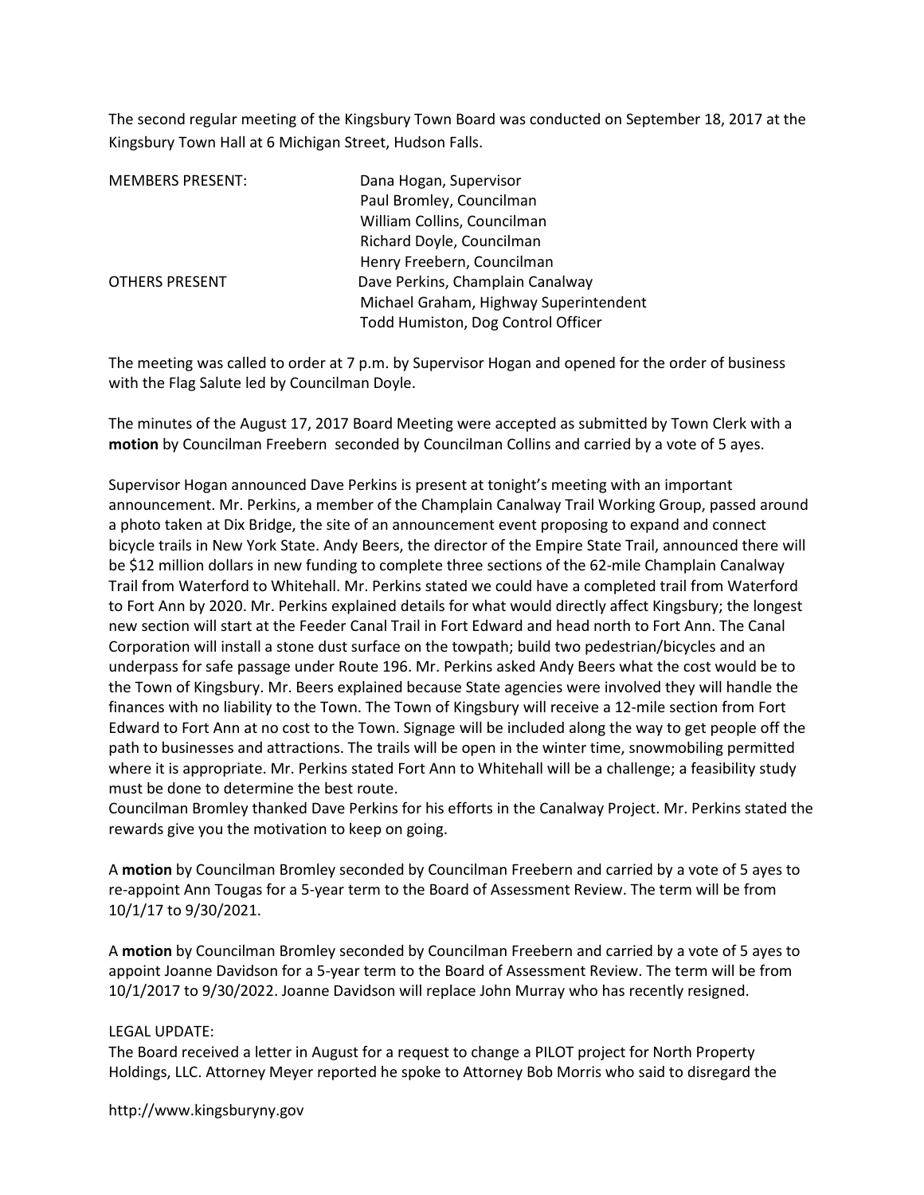The second regular meeting of the Kingsbury Town Board was conducted on September 18, 2017 at the Kingsbury Town Hall at 6 Michigan Street, Hudson Falls.

| | |
|---|---|
| MEMBERS PRESENT: | Dana Hogan, Supervisor |
| | Paul Bromley, Councilman |
| | William Collins, Councilman |
| | Richard Doyle, Councilman |
| | Henry Freebern, Councilman |
| OTHERS PRESENT | Dave Perkins, Champlain Canalway |
| | Michael Graham, Highway Superintendent |
| | Todd Humiston, Dog Control Officer |

The meeting was called to order at 7 p.m. by Supervisor Hogan and opened for the order of business with the Flag Salute led by Councilman Doyle.

The minutes of the August 17, 2017 Board Meeting were accepted as submitted by Town Clerk with a **motion** by Councilman Freebern seconded by Councilman Collins and carried by a vote of 5 ayes.

Supervisor Hogan announced Dave Perkins is present at tonight's meeting with an important announcement. Mr. Perkins, a member of the Champlain Canalway Trail Working Group, passed around a photo taken at Dix Bridge, the site of an announcement event proposing to expand and connect bicycle trails in New York State. Andy Beers, the director of the Empire State Trail, announced there will be $12 million dollars in new funding to complete three sections of the 62-mile Champlain Canalway Trail from Waterford to Whitehall. Mr. Perkins stated we could have a completed trail from Waterford to Fort Ann by 2020. Mr. Perkins explained details for what would directly affect Kingsbury; the longest new section will start at the Feeder Canal Trail in Fort Edward and head north to Fort Ann. The Canal Corporation will install a stone dust surface on the towpath; build two pedestrian/bicycles and an underpass for safe passage under Route 196. Mr. Perkins asked Andy Beers what the cost would be to the Town of Kingsbury. Mr. Beers explained because State agencies were involved they will handle the finances with no liability to the Town. The Town of Kingsbury will receive a 12-mile section from Fort Edward to Fort Ann at no cost to the Town. Signage will be included along the way to get people off the path to businesses and attractions. The trails will be open in the winter time, snowmobiling permitted where it is appropriate. Mr. Perkins stated Fort Ann to Whitehall will be a challenge; a feasibility study must be done to determine the best route.
Councilman Bromley thanked Dave Perkins for his efforts in the Canalway Project. Mr. Perkins stated the rewards give you the motivation to keep on going.

A **motion** by Councilman Bromley seconded by Councilman Freebern and carried by a vote of 5 ayes to re-appoint Ann Tougas for a 5-year term to the Board of Assessment Review. The term will be from 10/1/17 to 9/30/2021.

A **motion** by Councilman Bromley seconded by Councilman Freebern and carried by a vote of 5 ayes to appoint Joanne Davidson for a 5-year term to the Board of Assessment Review. The term will be from 10/1/2017 to 9/30/2022. Joanne Davidson will replace John Murray who has recently resigned.

LEGAL UPDATE:
The Board received a letter in August for a request to change a PILOT project for North Property Holdings, LLC. Attorney Meyer reported he spoke to Attorney Bob Morris who said to disregard the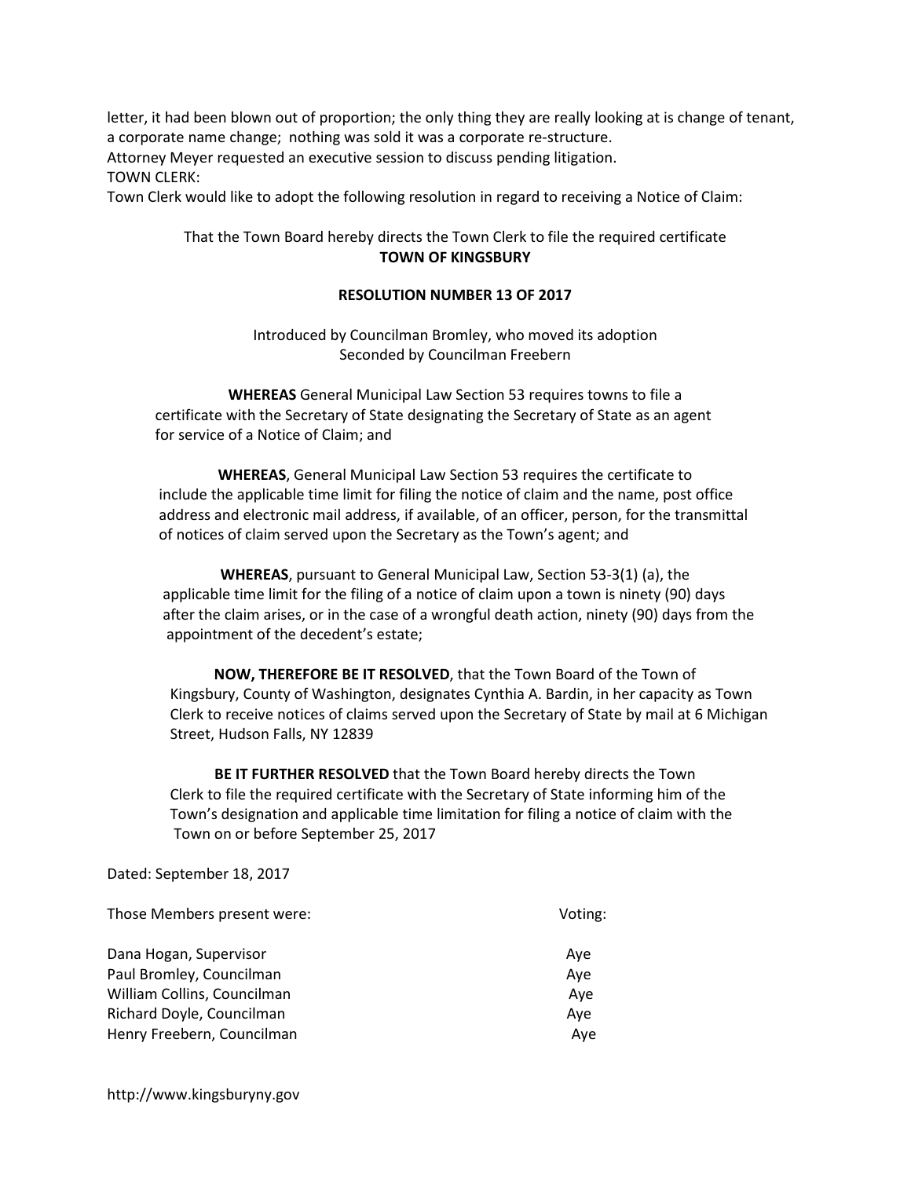letter, it had been blown out of proportion; the only thing they are really looking at is change of tenant, a corporate name change; nothing was sold it was a corporate re-structure.

Attorney Meyer requested an executive session to discuss pending litigation.

TOWN CLERK:

Town Clerk would like to adopt the following resolution in regard to receiving a Notice of Claim:

That the Town Board hereby directs the Town Clerk to file the required certificate

**TOWN OF KINGSBURY**

**RESOLUTION NUMBER 13 OF 2017**

Introduced by Councilman Bromley, who moved its adoption
Seconded by Councilman Freebern

**WHEREAS** General Municipal Law Section 53 requires towns to file a certificate with the Secretary of State designating the Secretary of State as an agent for service of a Notice of Claim; and

**WHEREAS**, General Municipal Law Section 53 requires the certificate to include the applicable time limit for filing the notice of claim and the name, post office address and electronic mail address, if available, of an officer, person, for the transmittal of notices of claim served upon the Secretary as the Town's agent; and

**WHEREAS**, pursuant to General Municipal Law, Section 53-3(1) (a), the applicable time limit for the filing of a notice of claim upon a town is ninety (90) days after the claim arises, or in the case of a wrongful death action, ninety (90) days from the appointment of the decedent's estate;

**NOW, THEREFORE BE IT RESOLVED**, that the Town Board of the Town of Kingsbury, County of Washington, designates Cynthia A. Bardin, in her capacity as Town Clerk to receive notices of claims served upon the Secretary of State by mail at 6 Michigan Street, Hudson Falls, NY 12839

**BE IT FURTHER RESOLVED** that the Town Board hereby directs the Town Clerk to file the required certificate with the Secretary of State informing him of the Town's designation and applicable time limitation for filing a notice of claim with the Town on or before September 25, 2017

Dated: September 18, 2017

| Those Members present were: | Voting: |
|---|---|
| Dana Hogan, Supervisor | Aye |
| Paul Bromley, Councilman | Aye |
| William Collins, Councilman | Aye |
| Richard Doyle, Councilman | Aye |
| Henry Freebern, Councilman | Aye |

http://www.kingsburyny.gov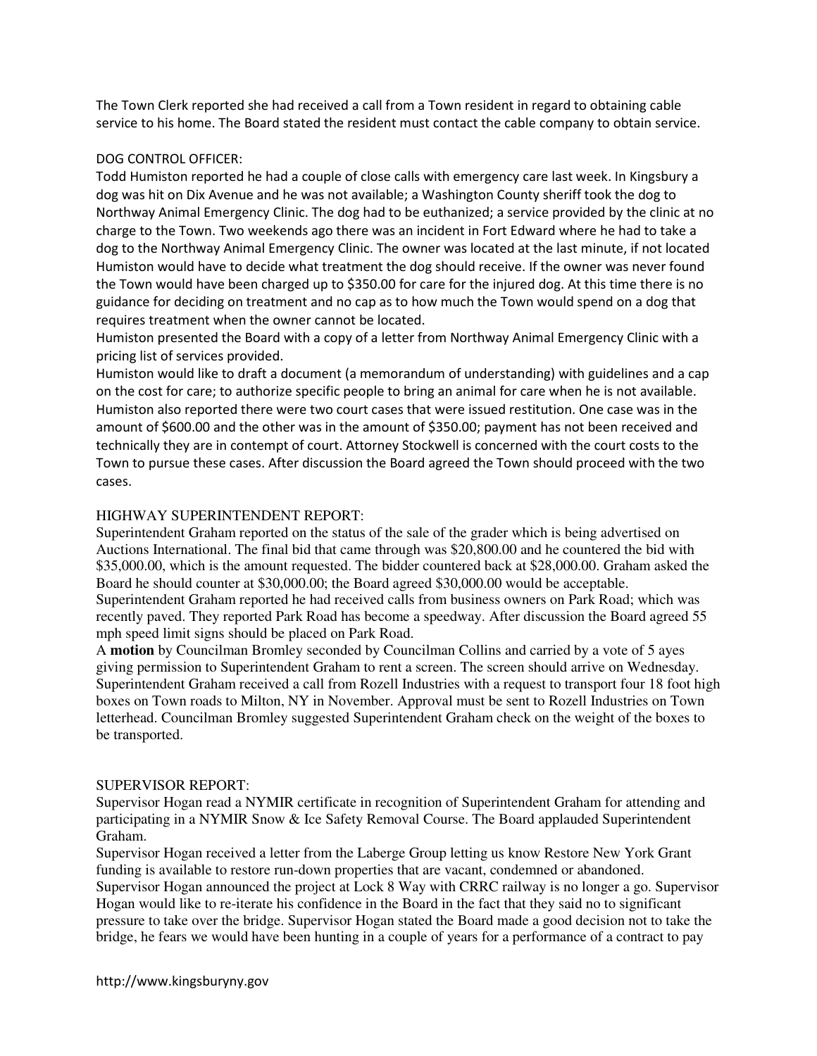The Town Clerk reported she had received a call from a Town resident in regard to obtaining cable service to his home. The Board stated the resident must contact the cable company to obtain service.

DOG CONTROL OFFICER:

Todd Humiston reported he had a couple of close calls with emergency care last week. In Kingsbury a dog was hit on Dix Avenue and he was not available; a Washington County sheriff took the dog to Northway Animal Emergency Clinic. The dog had to be euthanized; a service provided by the clinic at no charge to the Town. Two weekends ago there was an incident in Fort Edward where he had to take a dog to the Northway Animal Emergency Clinic. The owner was located at the last minute, if not located Humiston would have to decide what treatment the dog should receive. If the owner was never found the Town would have been charged up to $350.00 for care for the injured dog. At this time there is no guidance for deciding on treatment and no cap as to how much the Town would spend on a dog that requires treatment when the owner cannot be located.

Humiston presented the Board with a copy of a letter from Northway Animal Emergency Clinic with a pricing list of services provided.

Humiston would like to draft a document (a memorandum of understanding) with guidelines and a cap on the cost for care; to authorize specific people to bring an animal for care when he is not available.

Humiston also reported there were two court cases that were issued restitution. One case was in the amount of $600.00 and the other was in the amount of $350.00; payment has not been received and technically they are in contempt of court. Attorney Stockwell is concerned with the court costs to the Town to pursue these cases. After discussion the Board agreed the Town should proceed with the two cases.

HIGHWAY SUPERINTENDENT REPORT:

Superintendent Graham reported on the status of the sale of the grader which is being advertised on Auctions International. The final bid that came through was $20,800.00 and he countered the bid with $35,000.00, which is the amount requested. The bidder countered back at $28,000.00. Graham asked the Board he should counter at $30,000.00; the Board agreed $30,000.00 would be acceptable.

Superintendent Graham reported he had received calls from business owners on Park Road; which was recently paved. They reported Park Road has become a speedway. After discussion the Board agreed 55 mph speed limit signs should be placed on Park Road.

A **motion** by Councilman Bromley seconded by Councilman Collins and carried by a vote of 5 ayes giving permission to Superintendent Graham to rent a screen. The screen should arrive on Wednesday.

Superintendent Graham received a call from Rozell Industries with a request to transport four 18 foot high boxes on Town roads to Milton, NY in November. Approval must be sent to Rozell Industries on Town letterhead. Councilman Bromley suggested Superintendent Graham check on the weight of the boxes to be transported.

SUPERVISOR REPORT:

Supervisor Hogan read a NYMIR certificate in recognition of Superintendent Graham for attending and participating in a NYMIR Snow & Ice Safety Removal Course. The Board applauded Superintendent Graham.

Supervisor Hogan received a letter from the Laberge Group letting us know Restore New York Grant funding is available to restore run-down properties that are vacant, condemned or abandoned.

Supervisor Hogan announced the project at Lock 8 Way with CRRC railway is no longer a go. Supervisor Hogan would like to re-iterate his confidence in the Board in the fact that they said no to significant pressure to take over the bridge. Supervisor Hogan stated the Board made a good decision not to take the bridge, he fears we would have been hunting in a couple of years for a performance of a contract to pay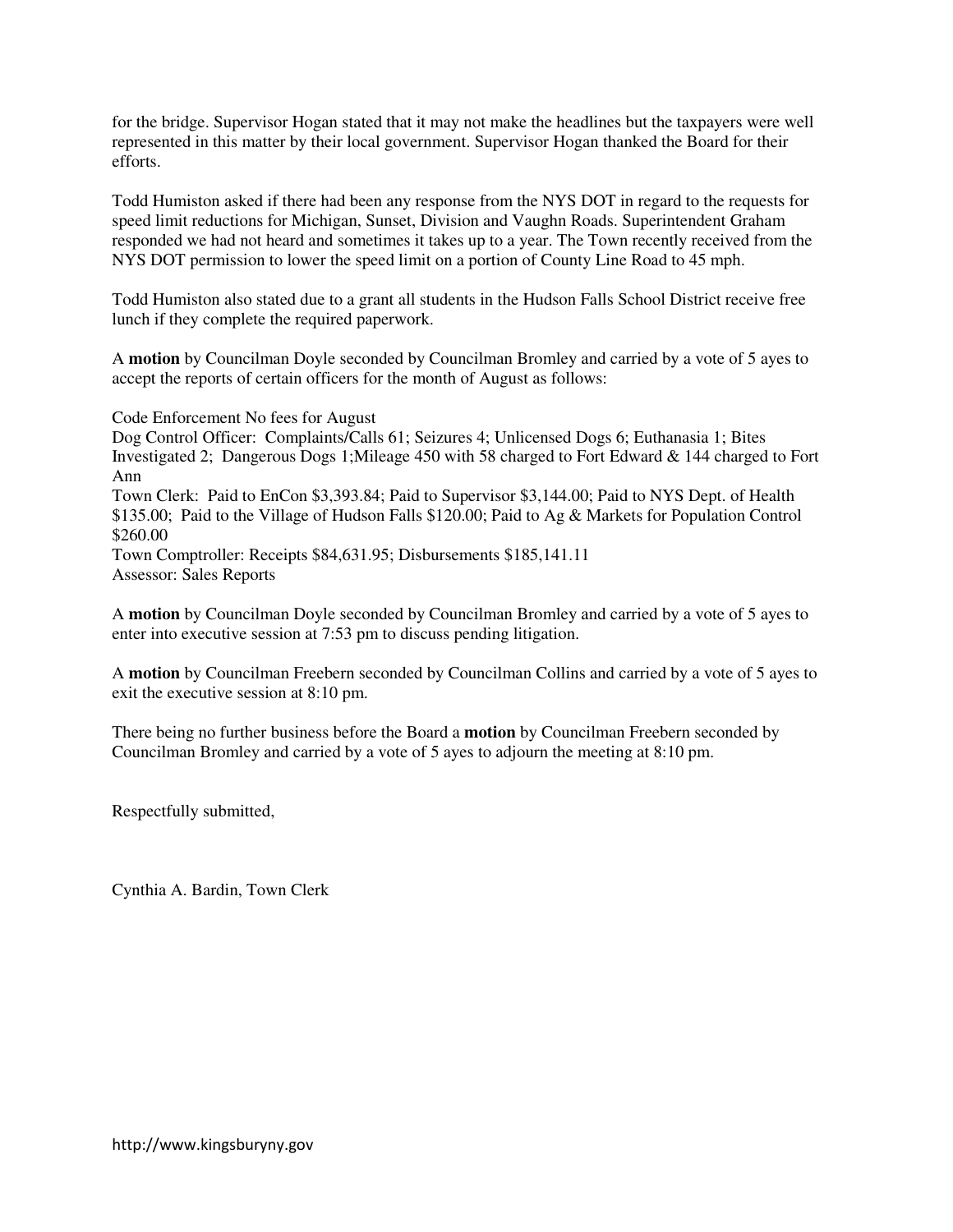for the bridge. Supervisor Hogan stated that it may not make the headlines but the taxpayers were well represented in this matter by their local government. Supervisor Hogan thanked the Board for their efforts.

Todd Humiston asked if there had been any response from the NYS DOT in regard to the requests for speed limit reductions for Michigan, Sunset, Division and Vaughn Roads. Superintendent Graham responded we had not heard and sometimes it takes up to a year. The Town recently received from the NYS DOT permission to lower the speed limit on a portion of County Line Road to 45 mph.

Todd Humiston also stated due to a grant all students in the Hudson Falls School District receive free lunch if they complete the required paperwork.

A **motion** by Councilman Doyle seconded by Councilman Bromley and carried by a vote of 5 ayes to accept the reports of certain officers for the month of August as follows:

Code Enforcement No fees for August
Dog Control Officer: Complaints/Calls 61; Seizures 4; Unlicensed Dogs 6; Euthanasia 1; Bites Investigated 2; Dangerous Dogs 1;Mileage 450 with 58 charged to Fort Edward & 144 charged to Fort Ann
Town Clerk: Paid to EnCon $3,393.84; Paid to Supervisor $3,144.00; Paid to NYS Dept. of Health $135.00; Paid to the Village of Hudson Falls $120.00; Paid to Ag & Markets for Population Control $260.00
Town Comptroller: Receipts $84,631.95; Disbursements $185,141.11
Assessor: Sales Reports

A **motion** by Councilman Doyle seconded by Councilman Bromley and carried by a vote of 5 ayes to enter into executive session at 7:53 pm to discuss pending litigation.

A **motion** by Councilman Freebern seconded by Councilman Collins and carried by a vote of 5 ayes to exit the executive session at 8:10 pm.

There being no further business before the Board a **motion** by Councilman Freebern seconded by Councilman Bromley and carried by a vote of 5 ayes to adjourn the meeting at 8:10 pm.

Respectfully submitted,

Cynthia A. Bardin, Town Clerk